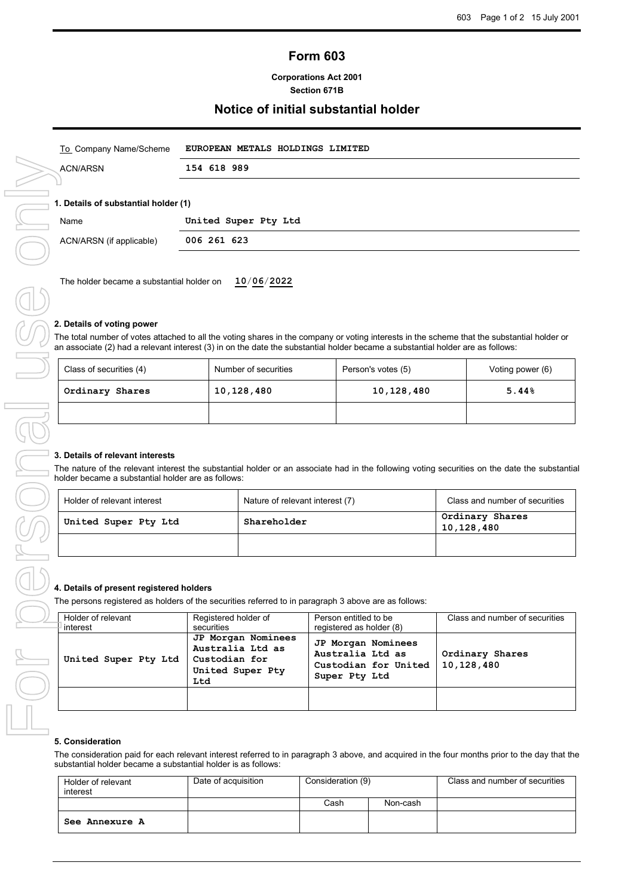# Form 603

**Corporations Act 2001**
**Section 671B**

## Notice of initial substantial holder

| To Company Name/Scheme | **EUROPEAN METALS HOLDINGS LIMITED** |
|---|---|
| ACN/ARSN | **154 618 989** |

### 1. Details of substantial holder (1)

| Name | **United Super Pty Ltd** |
|---|---|
| ACN/ARSN (if applicable) | **006 261 623** |

The holder became a substantial holder on **10/06/2022**

### 2. Details of voting power

The total number of votes attached to all the voting shares in the company or voting interests in the scheme that the substantial holder or an associate (2) had a relevant interest (3) in on the date the substantial holder became a substantial holder are as follows:

| Class of securities (4) | Number of securities | Person's votes (5) | Voting power (6) |
|---|---|---|---|
| **Ordinary Shares** | **10,128,480** | **10,128,480** | **5.44%** |
| | | | |

### 3. Details of relevant interests

The nature of the relevant interest the substantial holder or an associate had in the following voting securities on the date the substantial holder became a substantial holder are as follows:

| Holder of relevant interest | Nature of relevant interest (7) | Class and number of securities |
|---|---|---|
| **United Super Pty Ltd** | **Shareholder** | **Ordinary Shares 10,128,480** |
| | | |

### 4. Details of present registered holders

The persons registered as holders of the securities referred to in paragraph 3 above are as follows:

| Holder of relevant interest | Registered holder of securities | Person entitled to be registered as holder (8) | Class and number of securities |
|---|---|---|---|
| **United Super Pty Ltd** | **JP Morgan Nominees Australia Ltd as Custodian for United Super Pty Ltd** | **JP Morgan Nominees Australia Ltd as Custodian for United Super Pty Ltd** | **Ordinary Shares 10,128,480** |
| | | | |

### 5. Consideration

The consideration paid for each relevant interest referred to in paragraph 3 above, and acquired in the four months prior to the day that the substantial holder became a substantial holder is as follows:

| Holder of relevant interest | Date of acquisition | Consideration (9) | | Class and number of securities |
|---|---|---|---|---|
| | | Cash | Non-cash | |
| **See Annexure A** | | | | |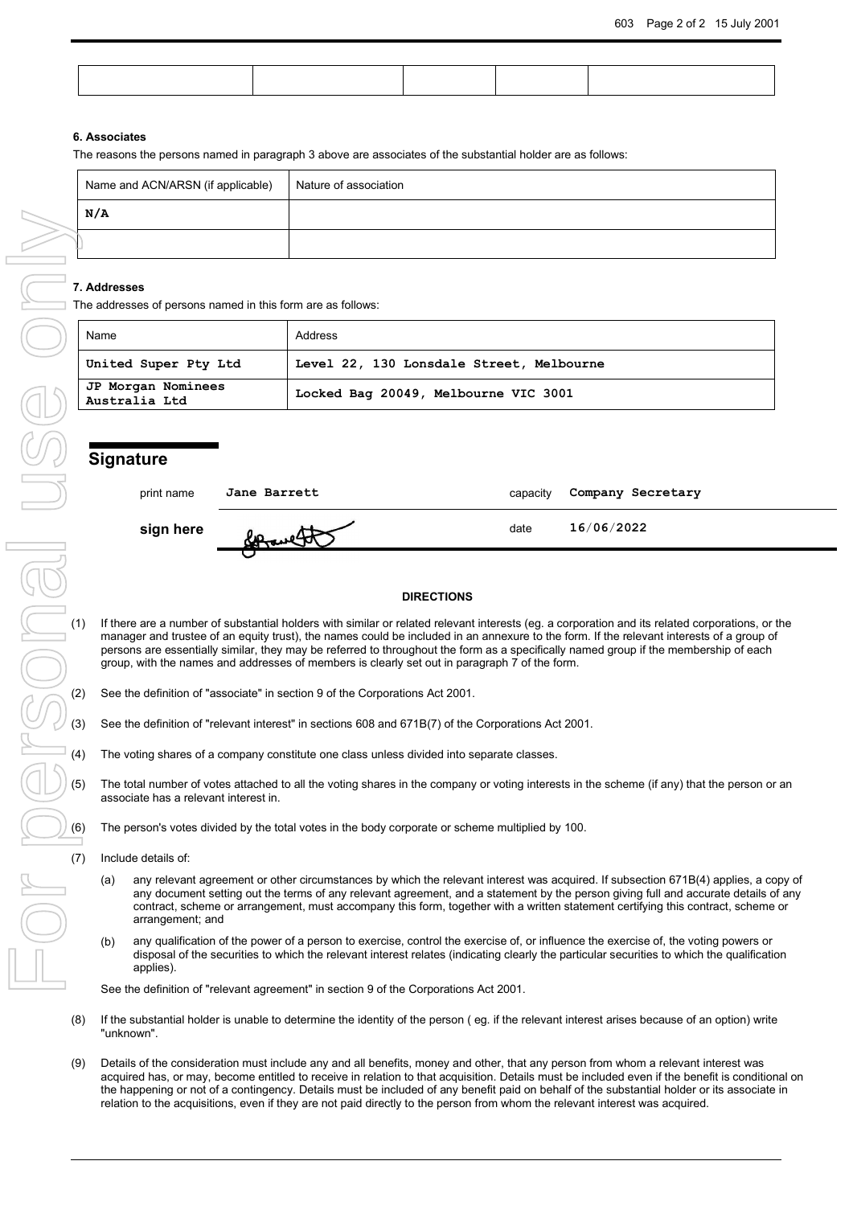| | | | | |
|---|---|---|---|---|
| | | | | |

### 6. Associates

The reasons the persons named in paragraph 3 above are associates of the substantial holder are as follows:

| Name and ACN/ARSN (if applicable) | Nature of association |
|---|---|
| N/A | |
| | |

### 7. Addresses

The addresses of persons named in this form are as follows:

| Name | Address |
|---|---|
| United Super Pty Ltd | Level 22, 130 Lonsdale Street, Melbourne |
| JP Morgan Nominees Australia Ltd | Locked Bag 20049, Melbourne VIC 3001 |

## Signature

| | | | |
|---|---|---|---|
| print name | Jane Barrett | capacity | Company Secretary |
| **sign here** | | date | 16/06/2022 |

**DIRECTIONS**

(1) If there are a number of substantial holders with similar or related relevant interests (eg. a corporation and its related corporations, or the manager and trustee of an equity trust), the names could be included in an annexure to the form. If the relevant interests of a group of persons are essentially similar, they may be referred to throughout the form as a specifically named group if the membership of each group, with the names and addresses of members is clearly set out in paragraph 7 of the form.

(2) See the definition of "associate" in section 9 of the Corporations Act 2001.

(3) See the definition of "relevant interest" in sections 608 and 671B(7) of the Corporations Act 2001.

(4) The voting shares of a company constitute one class unless divided into separate classes.

(5) The total number of votes attached to all the voting shares in the company or voting interests in the scheme (if any) that the person or an associate has a relevant interest in.

(6) The person's votes divided by the total votes in the body corporate or scheme multiplied by 100.

(7) Include details of:

(a) any relevant agreement or other circumstances by which the relevant interest was acquired. If subsection 671B(4) applies, a copy of any document setting out the terms of any relevant agreement, and a statement by the person giving full and accurate details of any contract, scheme or arrangement, must accompany this form, together with a written statement certifying this contract, scheme or arrangement; and

(b) any qualification of the power of a person to exercise, control the exercise of, or influence the exercise of, the voting powers or disposal of the securities to which the relevant interest relates (indicating clearly the particular securities to which the qualification applies).

See the definition of "relevant agreement" in section 9 of the Corporations Act 2001.

(8) If the substantial holder is unable to determine the identity of the person ( eg. if the relevant interest arises because of an option) write "unknown".

(9) Details of the consideration must include any and all benefits, money and other, that any person from whom a relevant interest was acquired has, or may, become entitled to receive in relation to that acquisition. Details must be included even if the benefit is conditional on the happening or not of a contingency. Details must be included of any benefit paid on behalf of the substantial holder or its associate in relation to the acquisitions, even if they are not paid directly to the person from whom the relevant interest was acquired.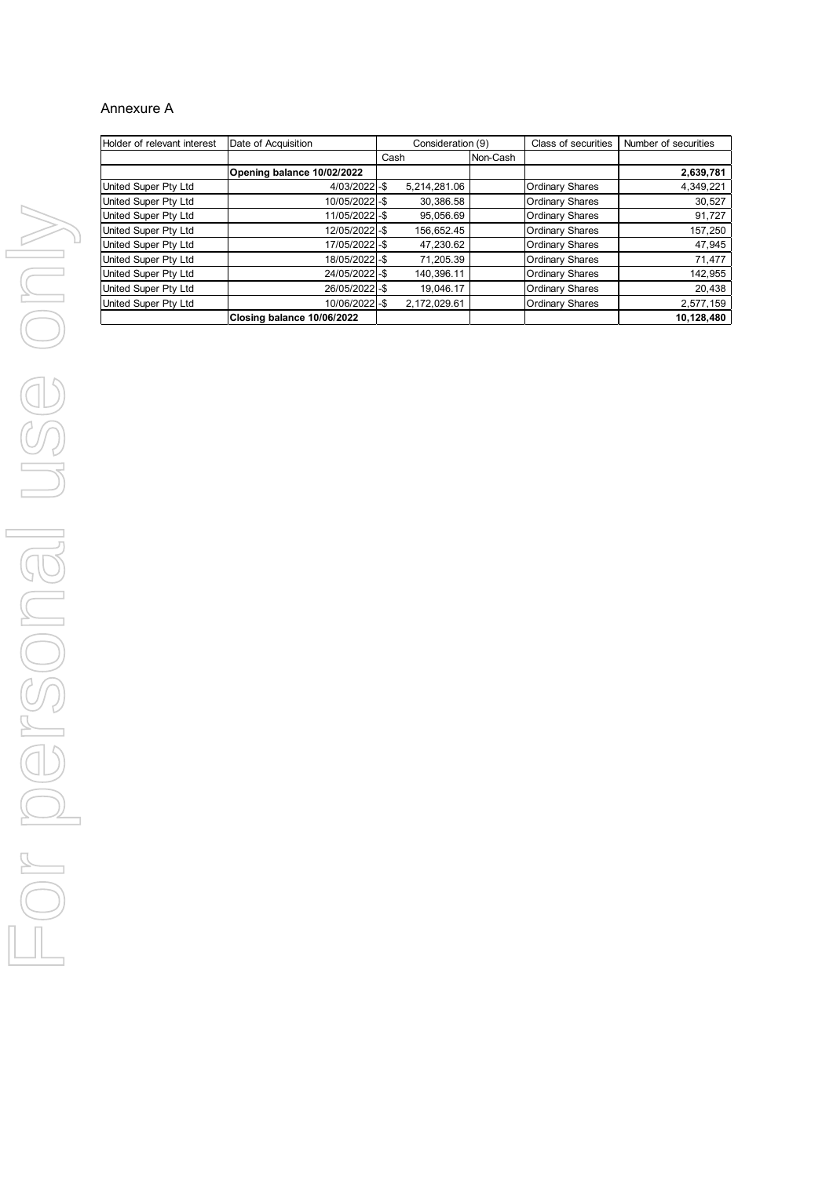Annexure A

| Holder of relevant interest | Date of Acquisition | Consideration (9) | | Class of securities | Number of securities |
|---|---|---|---|---|---|
| | | Cash | Non-Cash | | |
| | **Opening balance 10/02/2022** | | | | **2,639,781** |
| United Super Pty Ltd | 4/03/2022 | -$ 5,214,281.06 | | Ordinary Shares | 4,349,221 |
| United Super Pty Ltd | 10/05/2022 | -$ 30,386.58 | | Ordinary Shares | 30,527 |
| United Super Pty Ltd | 11/05/2022 | -$ 95,056.69 | | Ordinary Shares | 91,727 |
| United Super Pty Ltd | 12/05/2022 | -$ 156,652.45 | | Ordinary Shares | 157,250 |
| United Super Pty Ltd | 17/05/2022 | -$ 47,230.62 | | Ordinary Shares | 47,945 |
| United Super Pty Ltd | 18/05/2022 | -$ 71,205.39 | | Ordinary Shares | 71,477 |
| United Super Pty Ltd | 24/05/2022 | -$ 140,396.11 | | Ordinary Shares | 142,955 |
| United Super Pty Ltd | 26/05/2022 | -$ 19,046.17 | | Ordinary Shares | 20,438 |
| United Super Pty Ltd | 10/06/2022 | -$ 2,172,029.61 | | Ordinary Shares | 2,577,159 |
| | **Closing balance 10/06/2022** | | | | **10,128,480** |